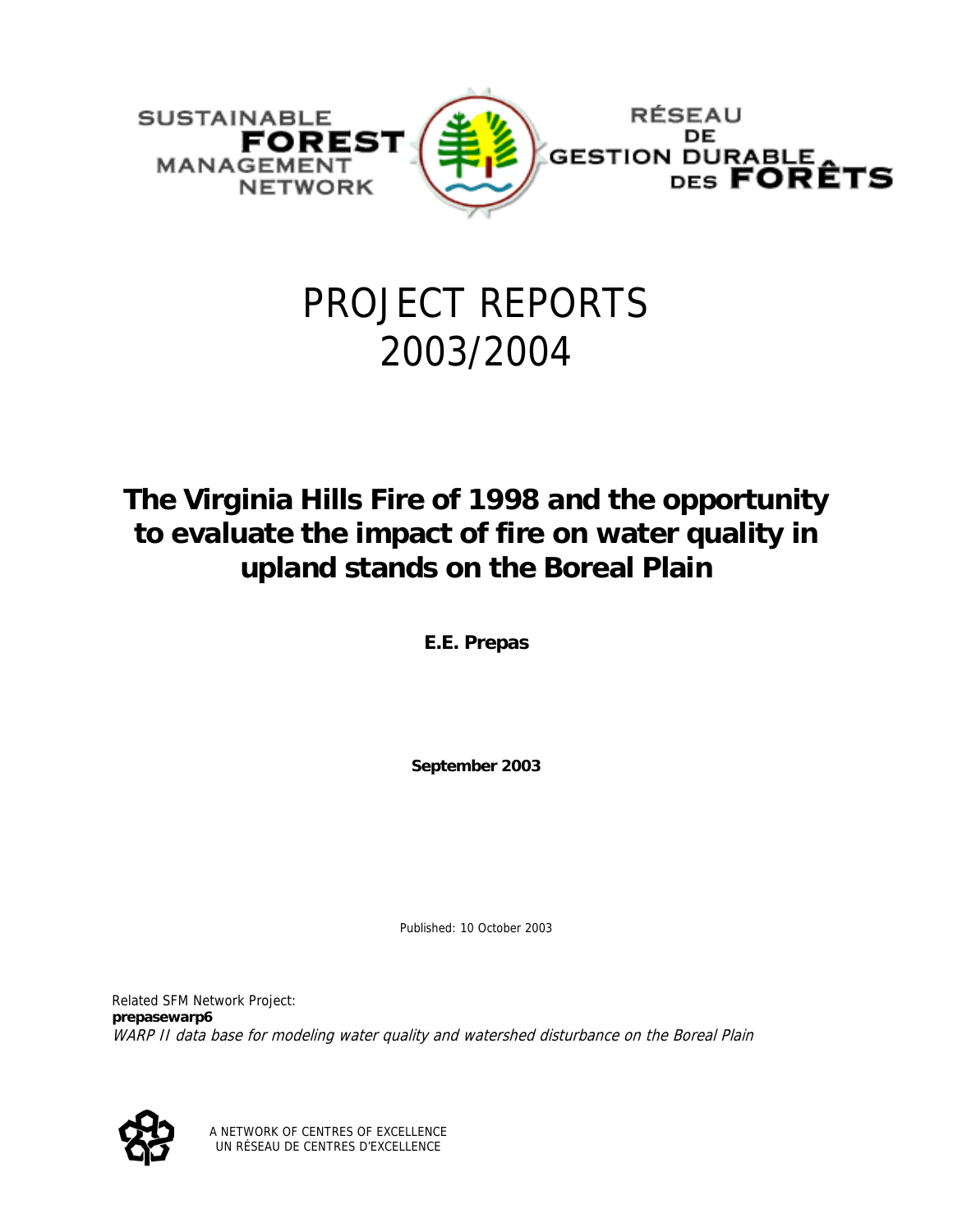SUSTAINABLE **FOREST** MANAGEMENT NETWORK

RÉSEAU DE GESTION DURABLE DES **FORÊTS**

# PROJECT REPORTS 2003/2004

## The Virginia Hills Fire of 1998 and the opportunity to evaluate the impact of fire on water quality in upland stands on the Boreal Plain

**E.E. Prepas**

**September 2003**

Published: 10 October 2003

Related SFM Network Project:
**prepasewarp6**
*WARP II data base for modeling water quality and watershed disturbance on the Boreal Plain*

A NETWORK OF CENTRES OF EXCELLENCE
UN RÉSEAU DE CENTRES D'EXCELLENCE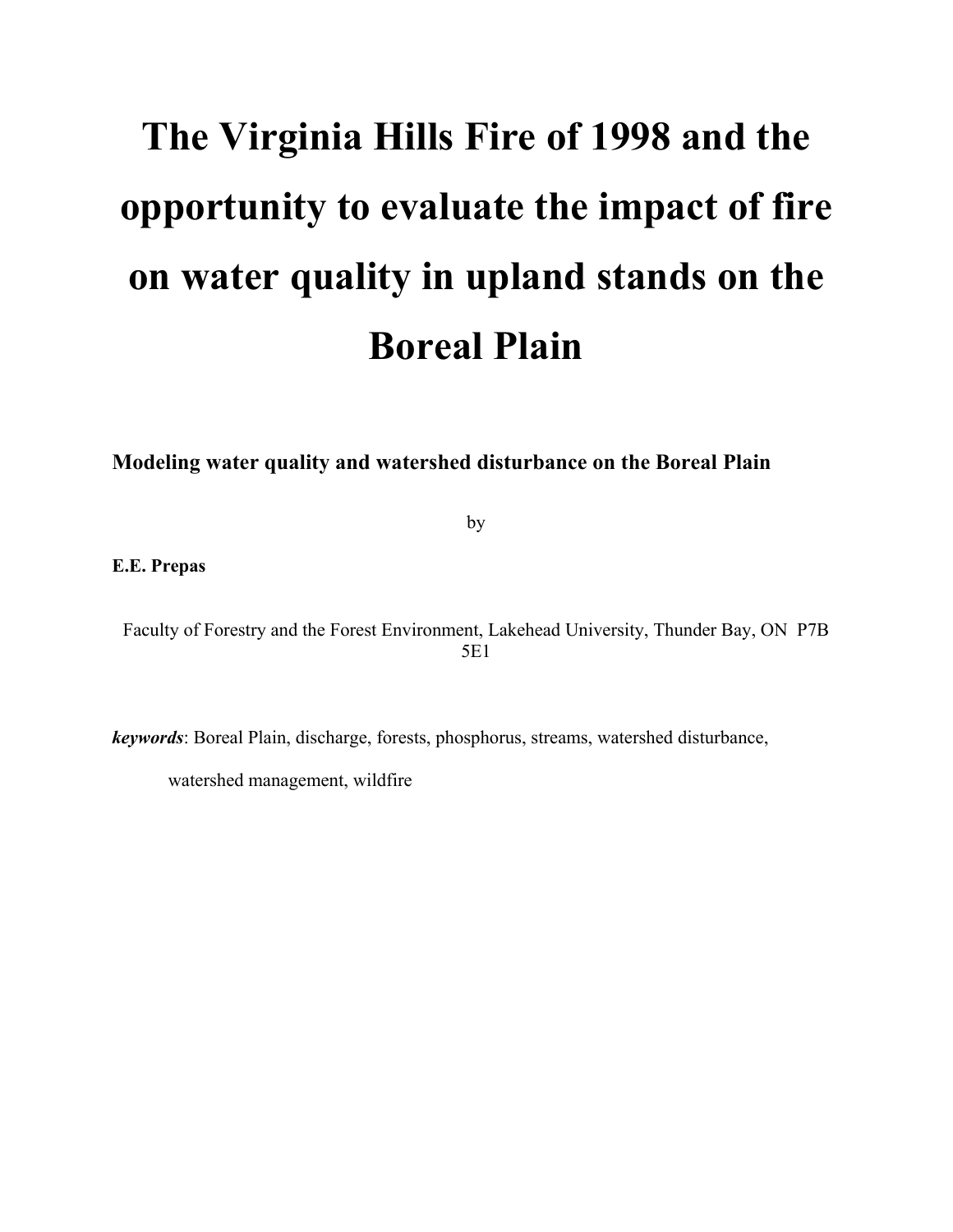# The Virginia Hills Fire of 1998 and the opportunity to evaluate the impact of fire on water quality in upland stands on the Boreal Plain

**Modeling water quality and watershed disturbance on the Boreal Plain**

by

**E.E. Prepas**

Faculty of Forestry and the Forest Environment, Lakehead University, Thunder Bay, ON P7B 5E1

***keywords***: Boreal Plain, discharge, forests, phosphorus, streams, watershed disturbance, watershed management, wildfire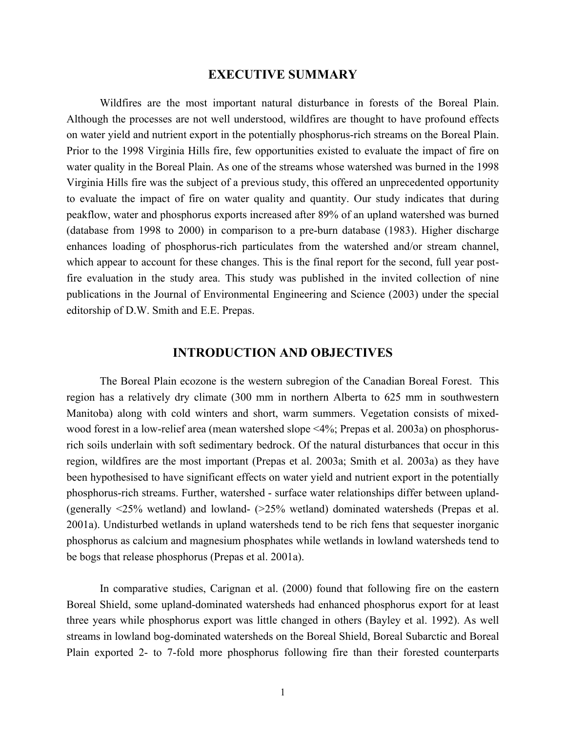## EXECUTIVE SUMMARY

Wildfires are the most important natural disturbance in forests of the Boreal Plain. Although the processes are not well understood, wildfires are thought to have profound effects on water yield and nutrient export in the potentially phosphorus-rich streams on the Boreal Plain. Prior to the 1998 Virginia Hills fire, few opportunities existed to evaluate the impact of fire on water quality in the Boreal Plain. As one of the streams whose watershed was burned in the 1998 Virginia Hills fire was the subject of a previous study, this offered an unprecedented opportunity to evaluate the impact of fire on water quality and quantity. Our study indicates that during peakflow, water and phosphorus exports increased after 89% of an upland watershed was burned (database from 1998 to 2000) in comparison to a pre-burn database (1983). Higher discharge enhances loading of phosphorus-rich particulates from the watershed and/or stream channel, which appear to account for these changes. This is the final report for the second, full year post-fire evaluation in the study area. This study was published in the invited collection of nine publications in the Journal of Environmental Engineering and Science (2003) under the special editorship of D.W. Smith and E.E. Prepas.

## INTRODUCTION AND OBJECTIVES

The Boreal Plain ecozone is the western subregion of the Canadian Boreal Forest. This region has a relatively dry climate (300 mm in northern Alberta to 625 mm in southwestern Manitoba) along with cold winters and short, warm summers. Vegetation consists of mixed-wood forest in a low-relief area (mean watershed slope <4%; Prepas et al. 2003a) on phosphorus-rich soils underlain with soft sedimentary bedrock. Of the natural disturbances that occur in this region, wildfires are the most important (Prepas et al. 2003a; Smith et al. 2003a) as they have been hypothesised to have significant effects on water yield and nutrient export in the potentially phosphorus-rich streams. Further, watershed - surface water relationships differ between upland- (generally <25% wetland) and lowland- (>25% wetland) dominated watersheds (Prepas et al. 2001a). Undisturbed wetlands in upland watersheds tend to be rich fens that sequester inorganic phosphorus as calcium and magnesium phosphates while wetlands in lowland watersheds tend to be bogs that release phosphorus (Prepas et al. 2001a).

In comparative studies, Carignan et al. (2000) found that following fire on the eastern Boreal Shield, some upland-dominated watersheds had enhanced phosphorus export for at least three years while phosphorus export was little changed in others (Bayley et al. 1992). As well streams in lowland bog-dominated watersheds on the Boreal Shield, Boreal Subarctic and Boreal Plain exported 2- to 7-fold more phosphorus following fire than their forested counterparts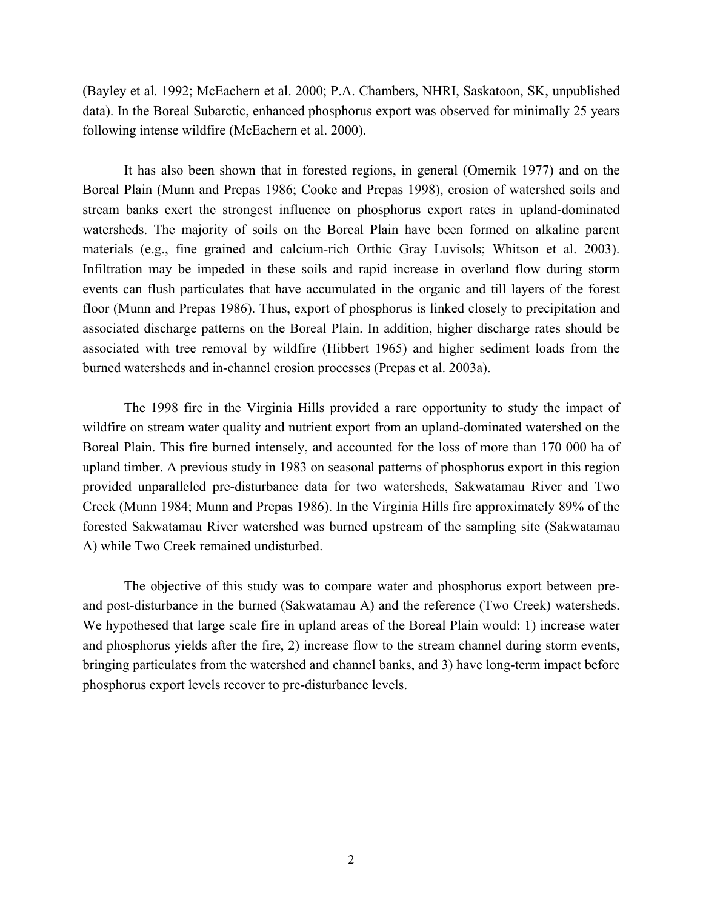(Bayley et al. 1992; McEachern et al. 2000; P.A. Chambers, NHRI, Saskatoon, SK, unpublished data). In the Boreal Subarctic, enhanced phosphorus export was observed for minimally 25 years following intense wildfire (McEachern et al. 2000).

It has also been shown that in forested regions, in general (Omernik 1977) and on the Boreal Plain (Munn and Prepas 1986; Cooke and Prepas 1998), erosion of watershed soils and stream banks exert the strongest influence on phosphorus export rates in upland-dominated watersheds. The majority of soils on the Boreal Plain have been formed on alkaline parent materials (e.g., fine grained and calcium-rich Orthic Gray Luvisols; Whitson et al. 2003). Infiltration may be impeded in these soils and rapid increase in overland flow during storm events can flush particulates that have accumulated in the organic and till layers of the forest floor (Munn and Prepas 1986). Thus, export of phosphorus is linked closely to precipitation and associated discharge patterns on the Boreal Plain. In addition, higher discharge rates should be associated with tree removal by wildfire (Hibbert 1965) and higher sediment loads from the burned watersheds and in-channel erosion processes (Prepas et al. 2003a).

The 1998 fire in the Virginia Hills provided a rare opportunity to study the impact of wildfire on stream water quality and nutrient export from an upland-dominated watershed on the Boreal Plain. This fire burned intensely, and accounted for the loss of more than 170 000 ha of upland timber. A previous study in 1983 on seasonal patterns of phosphorus export in this region provided unparalleled pre-disturbance data for two watersheds, Sakwatamau River and Two Creek (Munn 1984; Munn and Prepas 1986). In the Virginia Hills fire approximately 89% of the forested Sakwatamau River watershed was burned upstream of the sampling site (Sakwatamau A) while Two Creek remained undisturbed.

The objective of this study was to compare water and phosphorus export between pre- and post-disturbance in the burned (Sakwatamau A) and the reference (Two Creek) watersheds. We hypothesed that large scale fire in upland areas of the Boreal Plain would: 1) increase water and phosphorus yields after the fire, 2) increase flow to the stream channel during storm events, bringing particulates from the watershed and channel banks, and 3) have long-term impact before phosphorus export levels recover to pre-disturbance levels.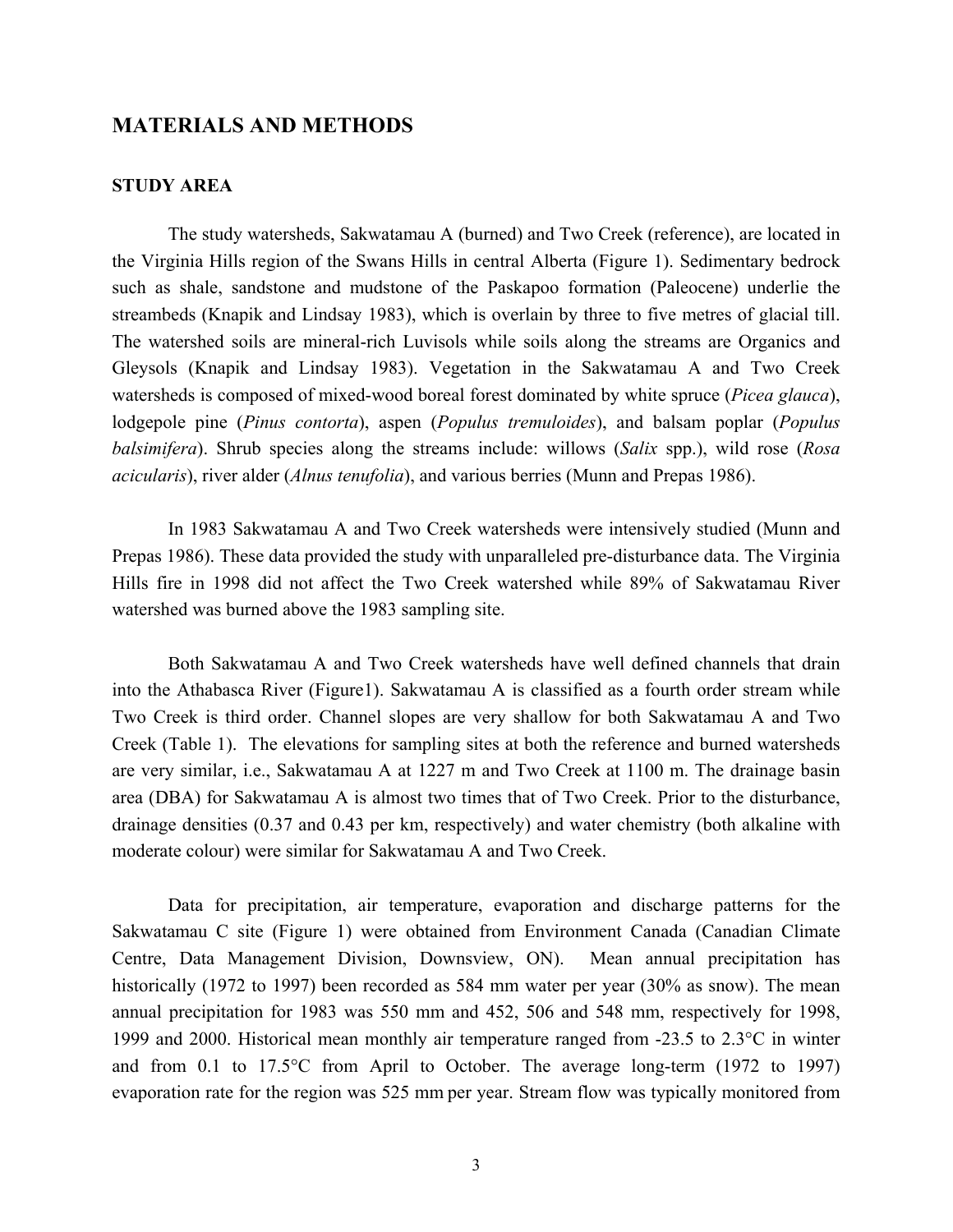## MATERIALS AND METHODS

### STUDY AREA

The study watersheds, Sakwatamau A (burned) and Two Creek (reference), are located in the Virginia Hills region of the Swans Hills in central Alberta (Figure 1). Sedimentary bedrock such as shale, sandstone and mudstone of the Paskapoo formation (Paleocene) underlie the streambeds (Knapik and Lindsay 1983), which is overlain by three to five metres of glacial till. The watershed soils are mineral-rich Luvisols while soils along the streams are Organics and Gleysols (Knapik and Lindsay 1983). Vegetation in the Sakwatamau A and Two Creek watersheds is composed of mixed-wood boreal forest dominated by white spruce (*Picea glauca*), lodgepole pine (*Pinus contorta*), aspen (*Populus tremuloides*), and balsam poplar (*Populus balsimifera*). Shrub species along the streams include: willows (*Salix* spp.), wild rose (*Rosa acicularis*), river alder (*Alnus tenufolia*), and various berries (Munn and Prepas 1986).

In 1983 Sakwatamau A and Two Creek watersheds were intensively studied (Munn and Prepas 1986). These data provided the study with unparalleled pre-disturbance data. The Virginia Hills fire in 1998 did not affect the Two Creek watershed while 89% of Sakwatamau River watershed was burned above the 1983 sampling site.

Both Sakwatamau A and Two Creek watersheds have well defined channels that drain into the Athabasca River (Figure1). Sakwatamau A is classified as a fourth order stream while Two Creek is third order. Channel slopes are very shallow for both Sakwatamau A and Two Creek (Table 1). The elevations for sampling sites at both the reference and burned watersheds are very similar, i.e., Sakwatamau A at 1227 m and Two Creek at 1100 m. The drainage basin area (DBA) for Sakwatamau A is almost two times that of Two Creek. Prior to the disturbance, drainage densities (0.37 and 0.43 per km, respectively) and water chemistry (both alkaline with moderate colour) were similar for Sakwatamau A and Two Creek.

Data for precipitation, air temperature, evaporation and discharge patterns for the Sakwatamau C site (Figure 1) were obtained from Environment Canada (Canadian Climate Centre, Data Management Division, Downsview, ON). Mean annual precipitation has historically (1972 to 1997) been recorded as 584 mm water per year (30% as snow). The mean annual precipitation for 1983 was 550 mm and 452, 506 and 548 mm, respectively for 1998, 1999 and 2000. Historical mean monthly air temperature ranged from -23.5 to 2.3°C in winter and from 0.1 to 17.5°C from April to October. The average long-term (1972 to 1997) evaporation rate for the region was 525 mm per year. Stream flow was typically monitored from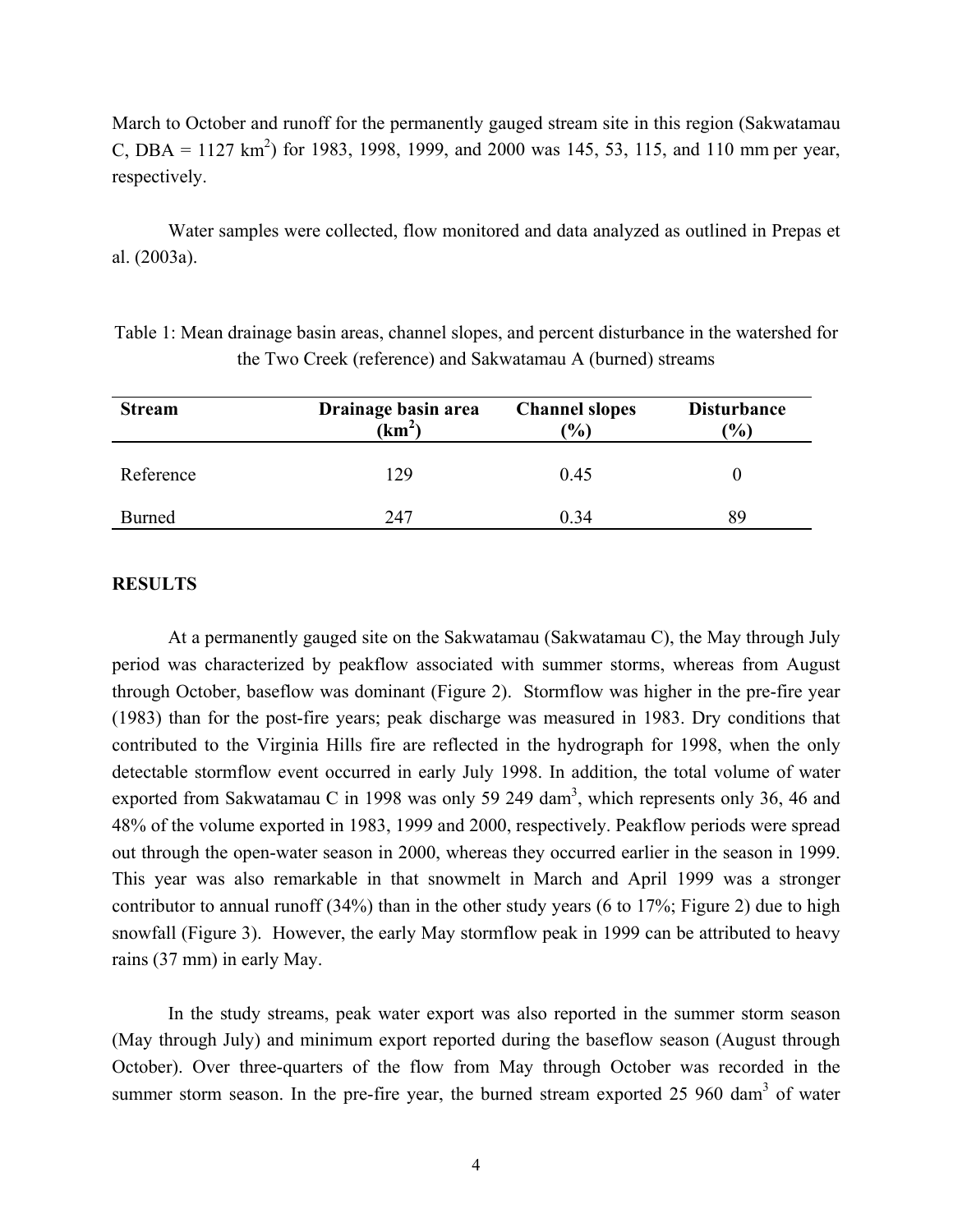March to October and runoff for the permanently gauged stream site in this region (Sakwatamau C, DBA = 1127 km$^2$) for 1983, 1998, 1999, and 2000 was 145, 53, 115, and 110 mm per year, respectively.

Water samples were collected, flow monitored and data analyzed as outlined in Prepas et al. (2003a).

Table 1: Mean drainage basin areas, channel slopes, and percent disturbance in the watershed for the Two Creek (reference) and Sakwatamau A (burned) streams

| Stream | Drainage basin area (km$^2$) | Channel slopes (%) | Disturbance (%) |
|---|---|---|---|
| Reference | 129 | 0.45 | 0 |
| Burned | 247 | 0.34 | 89 |

**RESULTS**

At a permanently gauged site on the Sakwatamau (Sakwatamau C), the May through July period was characterized by peakflow associated with summer storms, whereas from August through October, baseflow was dominant (Figure 2). Stormflow was higher in the pre-fire year (1983) than for the post-fire years; peak discharge was measured in 1983. Dry conditions that contributed to the Virginia Hills fire are reflected in the hydrograph for 1998, when the only detectable stormflow event occurred in early July 1998. In addition, the total volume of water exported from Sakwatamau C in 1998 was only 59 249 dam$^3$, which represents only 36, 46 and 48% of the volume exported in 1983, 1999 and 2000, respectively. Peakflow periods were spread out through the open-water season in 2000, whereas they occurred earlier in the season in 1999. This year was also remarkable in that snowmelt in March and April 1999 was a stronger contributor to annual runoff (34%) than in the other study years (6 to 17%; Figure 2) due to high snowfall (Figure 3). However, the early May stormflow peak in 1999 can be attributed to heavy rains (37 mm) in early May.

In the study streams, peak water export was also reported in the summer storm season (May through July) and minimum export reported during the baseflow season (August through October). Over three-quarters of the flow from May through October was recorded in the summer storm season. In the pre-fire year, the burned stream exported 25 960 dam$^3$ of water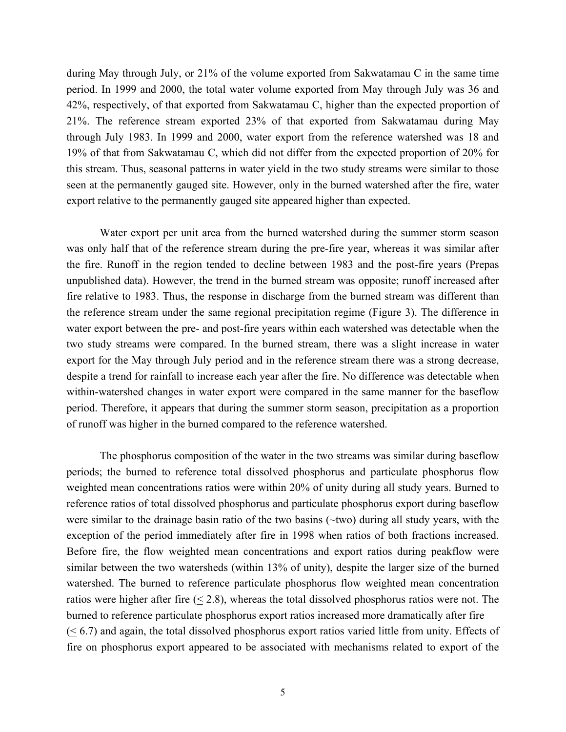during May through July, or 21% of the volume exported from Sakwatamau C in the same time period. In 1999 and 2000, the total water volume exported from May through July was 36 and 42%, respectively, of that exported from Sakwatamau C, higher than the expected proportion of 21%. The reference stream exported 23% of that exported from Sakwatamau during May through July 1983. In 1999 and 2000, water export from the reference watershed was 18 and 19% of that from Sakwatamau C, which did not differ from the expected proportion of 20% for this stream. Thus, seasonal patterns in water yield in the two study streams were similar to those seen at the permanently gauged site. However, only in the burned watershed after the fire, water export relative to the permanently gauged site appeared higher than expected.

Water export per unit area from the burned watershed during the summer storm season was only half that of the reference stream during the pre-fire year, whereas it was similar after the fire. Runoff in the region tended to decline between 1983 and the post-fire years (Prepas unpublished data). However, the trend in the burned stream was opposite; runoff increased after fire relative to 1983. Thus, the response in discharge from the burned stream was different than the reference stream under the same regional precipitation regime (Figure 3). The difference in water export between the pre- and post-fire years within each watershed was detectable when the two study streams were compared. In the burned stream, there was a slight increase in water export for the May through July period and in the reference stream there was a strong decrease, despite a trend for rainfall to increase each year after the fire. No difference was detectable when within-watershed changes in water export were compared in the same manner for the baseflow period. Therefore, it appears that during the summer storm season, precipitation as a proportion of runoff was higher in the burned compared to the reference watershed.

The phosphorus composition of the water in the two streams was similar during baseflow periods; the burned to reference total dissolved phosphorus and particulate phosphorus flow weighted mean concentrations ratios were within 20% of unity during all study years. Burned to reference ratios of total dissolved phosphorus and particulate phosphorus export during baseflow were similar to the drainage basin ratio of the two basins (~two) during all study years, with the exception of the period immediately after fire in 1998 when ratios of both fractions increased. Before fire, the flow weighted mean concentrations and export ratios during peakflow were similar between the two watersheds (within 13% of unity), despite the larger size of the burned watershed. The burned to reference particulate phosphorus flow weighted mean concentration ratios were higher after fire ($\leq 2.8$), whereas the total dissolved phosphorus ratios were not. The burned to reference particulate phosphorus export ratios increased more dramatically after fire ($\leq 6.7$) and again, the total dissolved phosphorus export ratios varied little from unity. Effects of fire on phosphorus export appeared to be associated with mechanisms related to export of the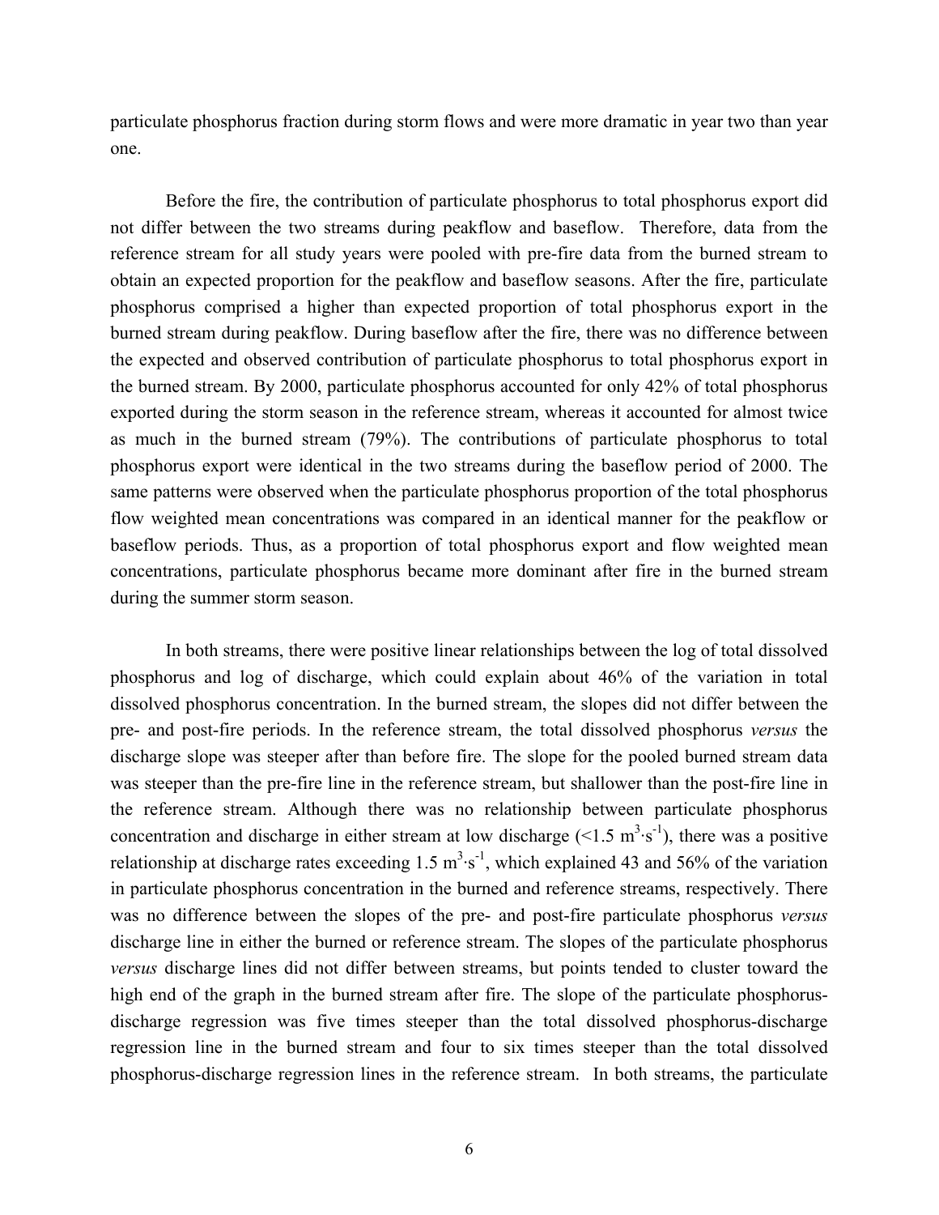particulate phosphorus fraction during storm flows and were more dramatic in year two than year one.

Before the fire, the contribution of particulate phosphorus to total phosphorus export did not differ between the two streams during peakflow and baseflow. Therefore, data from the reference stream for all study years were pooled with pre-fire data from the burned stream to obtain an expected proportion for the peakflow and baseflow seasons. After the fire, particulate phosphorus comprised a higher than expected proportion of total phosphorus export in the burned stream during peakflow. During baseflow after the fire, there was no difference between the expected and observed contribution of particulate phosphorus to total phosphorus export in the burned stream. By 2000, particulate phosphorus accounted for only 42% of total phosphorus exported during the storm season in the reference stream, whereas it accounted for almost twice as much in the burned stream (79%). The contributions of particulate phosphorus to total phosphorus export were identical in the two streams during the baseflow period of 2000. The same patterns were observed when the particulate phosphorus proportion of the total phosphorus flow weighted mean concentrations was compared in an identical manner for the peakflow or baseflow periods. Thus, as a proportion of total phosphorus export and flow weighted mean concentrations, particulate phosphorus became more dominant after fire in the burned stream during the summer storm season.

In both streams, there were positive linear relationships between the log of total dissolved phosphorus and log of discharge, which could explain about 46% of the variation in total dissolved phosphorus concentration. In the burned stream, the slopes did not differ between the pre- and post-fire periods. In the reference stream, the total dissolved phosphorus *versus* the discharge slope was steeper after than before fire. The slope for the pooled burned stream data was steeper than the pre-fire line in the reference stream, but shallower than the post-fire line in the reference stream. Although there was no relationship between particulate phosphorus concentration and discharge in either stream at low discharge ($<1.5\ m^3 \cdot s^{-1}$), there was a positive relationship at discharge rates exceeding $1.5\ m^3 \cdot s^{-1}$, which explained 43 and 56% of the variation in particulate phosphorus concentration in the burned and reference streams, respectively. There was no difference between the slopes of the pre- and post-fire particulate phosphorus *versus* discharge line in either the burned or reference stream. The slopes of the particulate phosphorus *versus* discharge lines did not differ between streams, but points tended to cluster toward the high end of the graph in the burned stream after fire. The slope of the particulate phosphorus-discharge regression was five times steeper than the total dissolved phosphorus-discharge regression line in the burned stream and four to six times steeper than the total dissolved phosphorus-discharge regression lines in the reference stream. In both streams, the particulate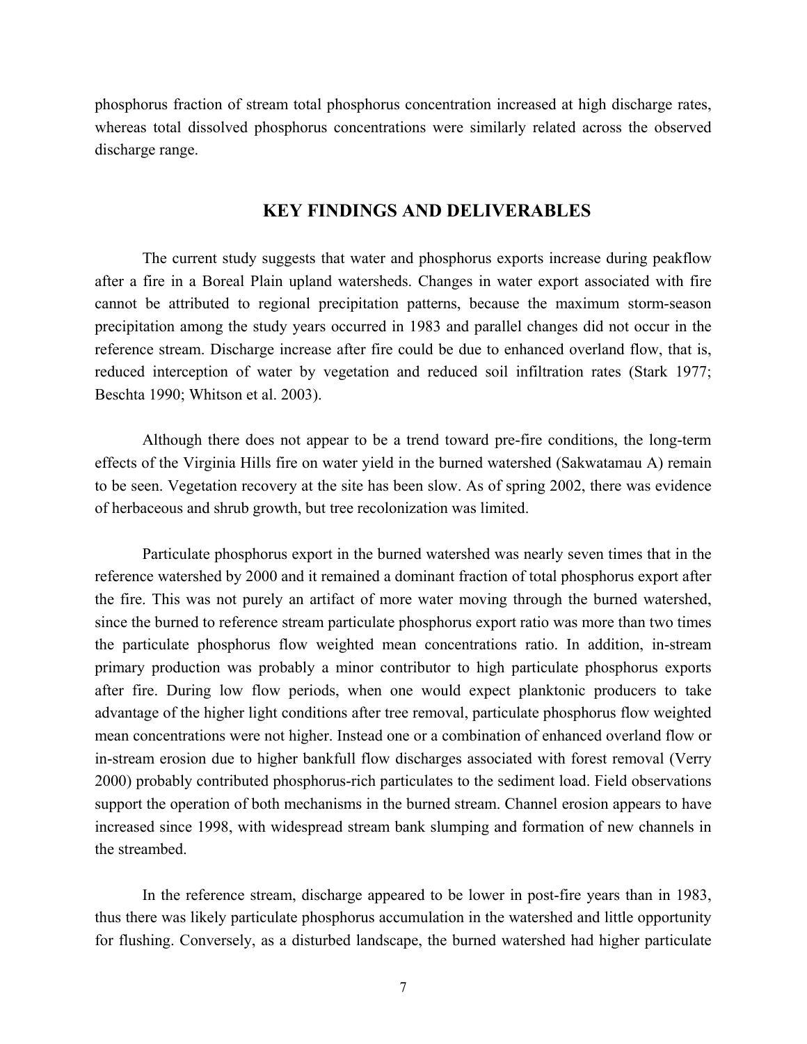phosphorus fraction of stream total phosphorus concentration increased at high discharge rates, whereas total dissolved phosphorus concentrations were similarly related across the observed discharge range.

## KEY FINDINGS AND DELIVERABLES

The current study suggests that water and phosphorus exports increase during peakflow after a fire in a Boreal Plain upland watersheds. Changes in water export associated with fire cannot be attributed to regional precipitation patterns, because the maximum storm-season precipitation among the study years occurred in 1983 and parallel changes did not occur in the reference stream. Discharge increase after fire could be due to enhanced overland flow, that is, reduced interception of water by vegetation and reduced soil infiltration rates (Stark 1977; Beschta 1990; Whitson et al. 2003).

Although there does not appear to be a trend toward pre-fire conditions, the long-term effects of the Virginia Hills fire on water yield in the burned watershed (Sakwatamau A) remain to be seen. Vegetation recovery at the site has been slow. As of spring 2002, there was evidence of herbaceous and shrub growth, but tree recolonization was limited.

Particulate phosphorus export in the burned watershed was nearly seven times that in the reference watershed by 2000 and it remained a dominant fraction of total phosphorus export after the fire. This was not purely an artifact of more water moving through the burned watershed, since the burned to reference stream particulate phosphorus export ratio was more than two times the particulate phosphorus flow weighted mean concentrations ratio. In addition, in-stream primary production was probably a minor contributor to high particulate phosphorus exports after fire. During low flow periods, when one would expect planktonic producers to take advantage of the higher light conditions after tree removal, particulate phosphorus flow weighted mean concentrations were not higher. Instead one or a combination of enhanced overland flow or in-stream erosion due to higher bankfull flow discharges associated with forest removal (Verry 2000) probably contributed phosphorus-rich particulates to the sediment load. Field observations support the operation of both mechanisms in the burned stream. Channel erosion appears to have increased since 1998, with widespread stream bank slumping and formation of new channels in the streambed.

In the reference stream, discharge appeared to be lower in post-fire years than in 1983, thus there was likely particulate phosphorus accumulation in the watershed and little opportunity for flushing. Conversely, as a disturbed landscape, the burned watershed had higher particulate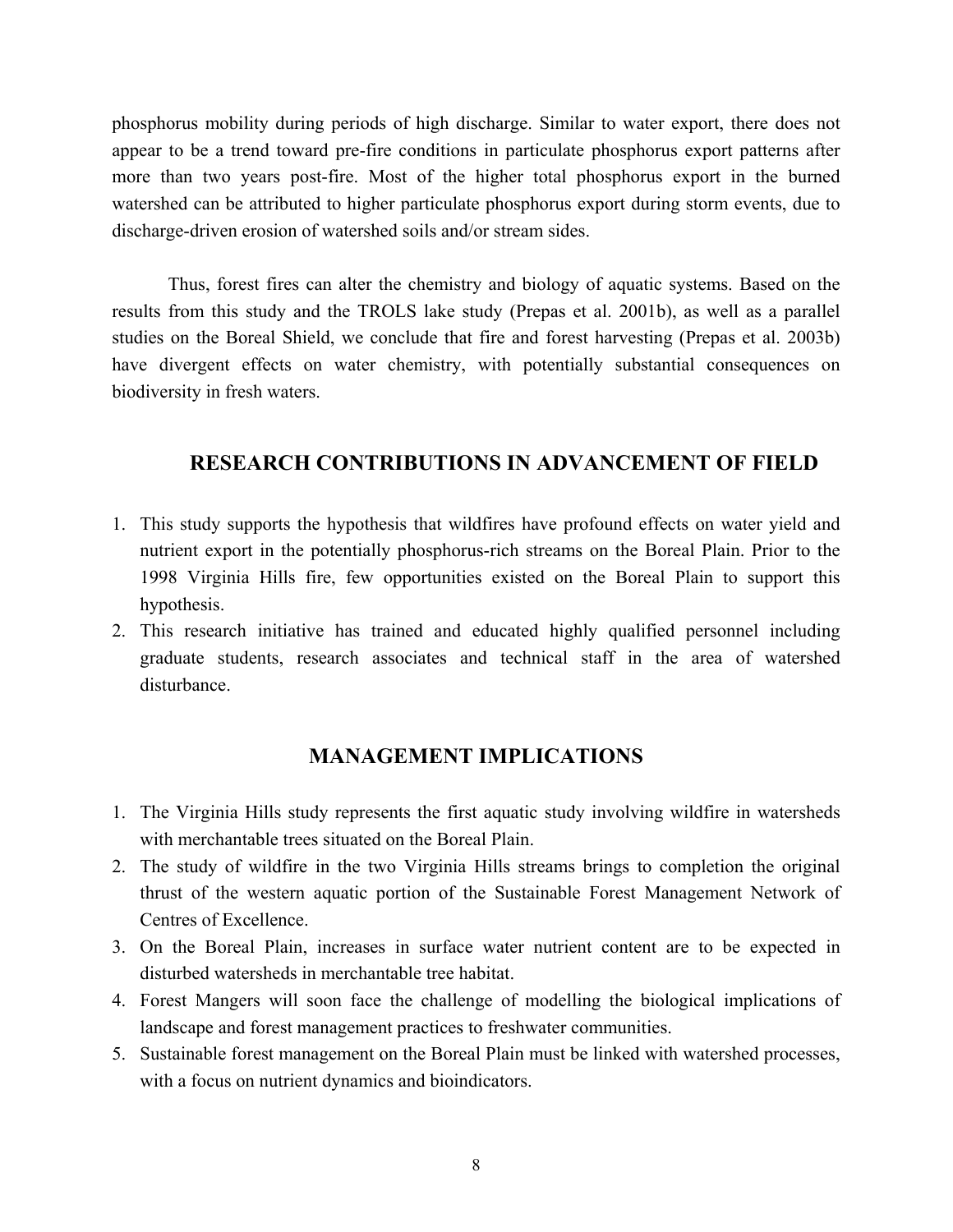phosphorus mobility during periods of high discharge. Similar to water export, there does not appear to be a trend toward pre-fire conditions in particulate phosphorus export patterns after more than two years post-fire. Most of the higher total phosphorus export in the burned watershed can be attributed to higher particulate phosphorus export during storm events, due to discharge-driven erosion of watershed soils and/or stream sides.

Thus, forest fires can alter the chemistry and biology of aquatic systems. Based on the results from this study and the TROLS lake study (Prepas et al. 2001b), as well as a parallel studies on the Boreal Shield, we conclude that fire and forest harvesting (Prepas et al. 2003b) have divergent effects on water chemistry, with potentially substantial consequences on biodiversity in fresh waters.

## RESEARCH CONTRIBUTIONS IN ADVANCEMENT OF FIELD

1. This study supports the hypothesis that wildfires have profound effects on water yield and nutrient export in the potentially phosphorus-rich streams on the Boreal Plain. Prior to the 1998 Virginia Hills fire, few opportunities existed on the Boreal Plain to support this hypothesis.
2. This research initiative has trained and educated highly qualified personnel including graduate students, research associates and technical staff in the area of watershed disturbance.

## MANAGEMENT IMPLICATIONS

1. The Virginia Hills study represents the first aquatic study involving wildfire in watersheds with merchantable trees situated on the Boreal Plain.
2. The study of wildfire in the two Virginia Hills streams brings to completion the original thrust of the western aquatic portion of the Sustainable Forest Management Network of Centres of Excellence.
3. On the Boreal Plain, increases in surface water nutrient content are to be expected in disturbed watersheds in merchantable tree habitat.
4. Forest Mangers will soon face the challenge of modelling the biological implications of landscape and forest management practices to freshwater communities.
5. Sustainable forest management on the Boreal Plain must be linked with watershed processes, with a focus on nutrient dynamics and bioindicators.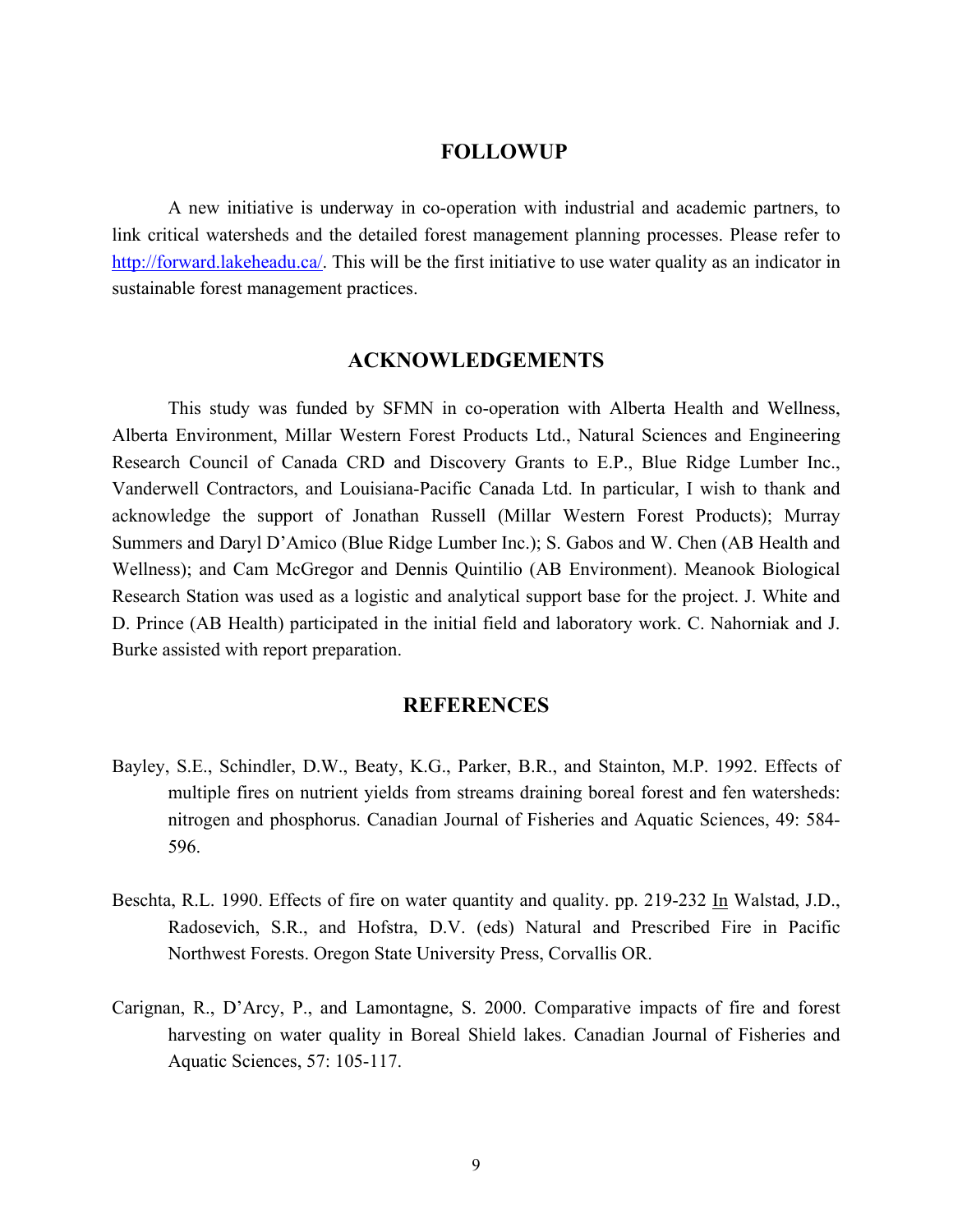## FOLLOWUP

A new initiative is underway in co-operation with industrial and academic partners, to link critical watersheds and the detailed forest management planning processes. Please refer to http://forward.lakeheadu.ca/. This will be the first initiative to use water quality as an indicator in sustainable forest management practices.

## ACKNOWLEDGEMENTS

This study was funded by SFMN in co-operation with Alberta Health and Wellness, Alberta Environment, Millar Western Forest Products Ltd., Natural Sciences and Engineering Research Council of Canada CRD and Discovery Grants to E.P., Blue Ridge Lumber Inc., Vanderwell Contractors, and Louisiana-Pacific Canada Ltd. In particular, I wish to thank and acknowledge the support of Jonathan Russell (Millar Western Forest Products); Murray Summers and Daryl D'Amico (Blue Ridge Lumber Inc.); S. Gabos and W. Chen (AB Health and Wellness); and Cam McGregor and Dennis Quintilio (AB Environment). Meanook Biological Research Station was used as a logistic and analytical support base for the project. J. White and D. Prince (AB Health) participated in the initial field and laboratory work. C. Nahorniak and J. Burke assisted with report preparation.

## REFERENCES

Bayley, S.E., Schindler, D.W., Beaty, K.G., Parker, B.R., and Stainton, M.P. 1992. Effects of multiple fires on nutrient yields from streams draining boreal forest and fen watersheds: nitrogen and phosphorus. Canadian Journal of Fisheries and Aquatic Sciences, 49: 584-596.

Beschta, R.L. 1990. Effects of fire on water quantity and quality. pp. 219-232 In Walstad, J.D., Radosevich, S.R., and Hofstra, D.V. (eds) Natural and Prescribed Fire in Pacific Northwest Forests. Oregon State University Press, Corvallis OR.

Carignan, R., D'Arcy, P., and Lamontagne, S. 2000. Comparative impacts of fire and forest harvesting on water quality in Boreal Shield lakes. Canadian Journal of Fisheries and Aquatic Sciences, 57: 105-117.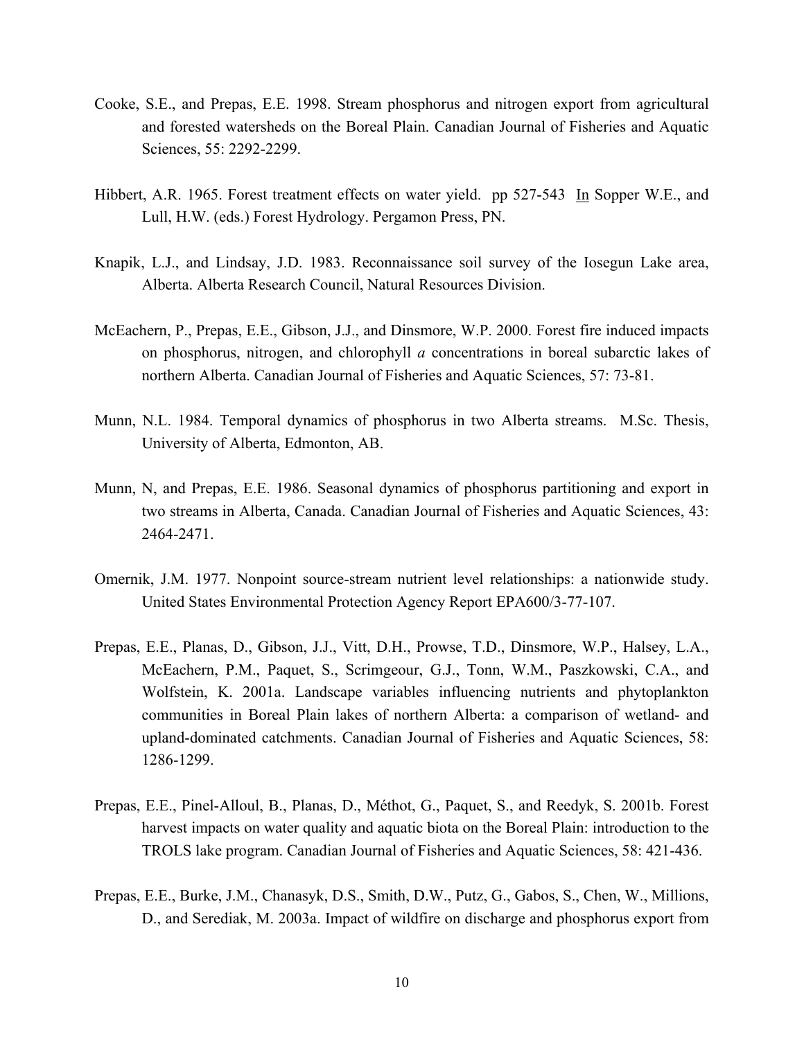Cooke, S.E., and Prepas, E.E. 1998. Stream phosphorus and nitrogen export from agricultural and forested watersheds on the Boreal Plain. Canadian Journal of Fisheries and Aquatic Sciences, 55: 2292-2299.

Hibbert, A.R. 1965. Forest treatment effects on water yield. pp 527-543 In Sopper W.E., and Lull, H.W. (eds.) Forest Hydrology. Pergamon Press, PN.

Knapik, L.J., and Lindsay, J.D. 1983. Reconnaissance soil survey of the Iosegun Lake area, Alberta. Alberta Research Council, Natural Resources Division.

McEachern, P., Prepas, E.E., Gibson, J.J., and Dinsmore, W.P. 2000. Forest fire induced impacts on phosphorus, nitrogen, and chlorophyll *a* concentrations in boreal subarctic lakes of northern Alberta. Canadian Journal of Fisheries and Aquatic Sciences, 57: 73-81.

Munn, N.L. 1984. Temporal dynamics of phosphorus in two Alberta streams. M.Sc. Thesis, University of Alberta, Edmonton, AB.

Munn, N, and Prepas, E.E. 1986. Seasonal dynamics of phosphorus partitioning and export in two streams in Alberta, Canada. Canadian Journal of Fisheries and Aquatic Sciences, 43: 2464-2471.

Omernik, J.M. 1977. Nonpoint source-stream nutrient level relationships: a nationwide study. United States Environmental Protection Agency Report EPA600/3-77-107.

Prepas, E.E., Planas, D., Gibson, J.J., Vitt, D.H., Prowse, T.D., Dinsmore, W.P., Halsey, L.A., McEachern, P.M., Paquet, S., Scrimgeour, G.J., Tonn, W.M., Paszkowski, C.A., and Wolfstein, K. 2001a. Landscape variables influencing nutrients and phytoplankton communities in Boreal Plain lakes of northern Alberta: a comparison of wetland- and upland-dominated catchments. Canadian Journal of Fisheries and Aquatic Sciences, 58: 1286-1299.

Prepas, E.E., Pinel-Alloul, B., Planas, D., Méthot, G., Paquet, S., and Reedyk, S. 2001b. Forest harvest impacts on water quality and aquatic biota on the Boreal Plain: introduction to the TROLS lake program. Canadian Journal of Fisheries and Aquatic Sciences, 58: 421-436.

Prepas, E.E., Burke, J.M., Chanasyk, D.S., Smith, D.W., Putz, G., Gabos, S., Chen, W., Millions, D., and Serediak, M. 2003a. Impact of wildfire on discharge and phosphorus export from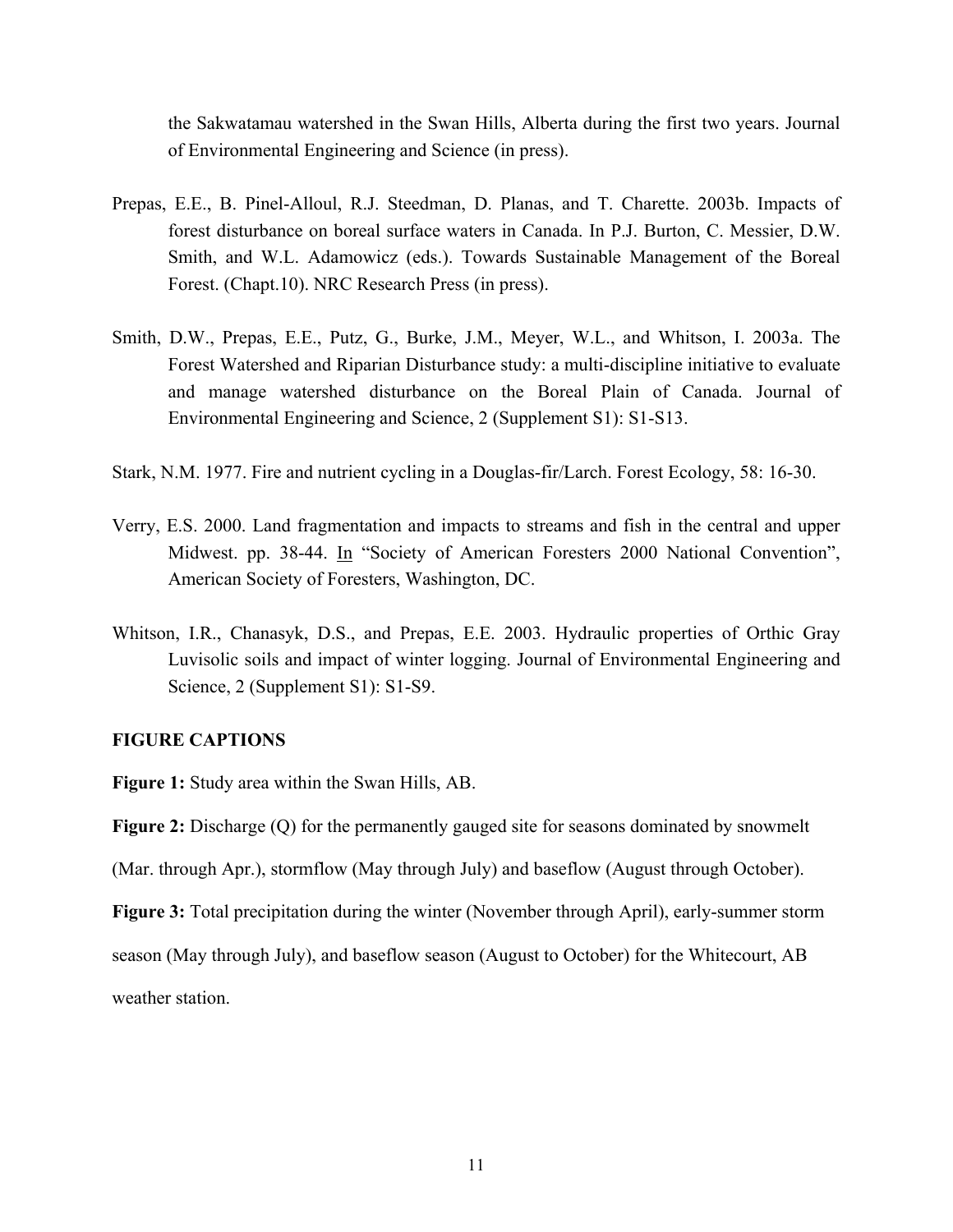the Sakwatamau watershed in the Swan Hills, Alberta during the first two years. Journal of Environmental Engineering and Science (in press).

Prepas, E.E., B. Pinel-Alloul, R.J. Steedman, D. Planas, and T. Charette. 2003b. Impacts of forest disturbance on boreal surface waters in Canada. In P.J. Burton, C. Messier, D.W. Smith, and W.L. Adamowicz (eds.). Towards Sustainable Management of the Boreal Forest. (Chapt.10). NRC Research Press (in press).

Smith, D.W., Prepas, E.E., Putz, G., Burke, J.M., Meyer, W.L., and Whitson, I. 2003a. The Forest Watershed and Riparian Disturbance study: a multi-discipline initiative to evaluate and manage watershed disturbance on the Boreal Plain of Canada. Journal of Environmental Engineering and Science, 2 (Supplement S1): S1-S13.

Stark, N.M. 1977. Fire and nutrient cycling in a Douglas-fir/Larch. Forest Ecology, 58: 16-30.

Verry, E.S. 2000. Land fragmentation and impacts to streams and fish in the central and upper Midwest. pp. 38-44. In "Society of American Foresters 2000 National Convention", American Society of Foresters, Washington, DC.

Whitson, I.R., Chanasyk, D.S., and Prepas, E.E. 2003. Hydraulic properties of Orthic Gray Luvisolic soils and impact of winter logging. Journal of Environmental Engineering and Science, 2 (Supplement S1): S1-S9.

**FIGURE CAPTIONS**

**Figure 1:** Study area within the Swan Hills, AB.

**Figure 2:** Discharge (Q) for the permanently gauged site for seasons dominated by snowmelt (Mar. through Apr.), stormflow (May through July) and baseflow (August through October).

**Figure 3:** Total precipitation during the winter (November through April), early-summer storm season (May through July), and baseflow season (August to October) for the Whitecourt, AB weather station.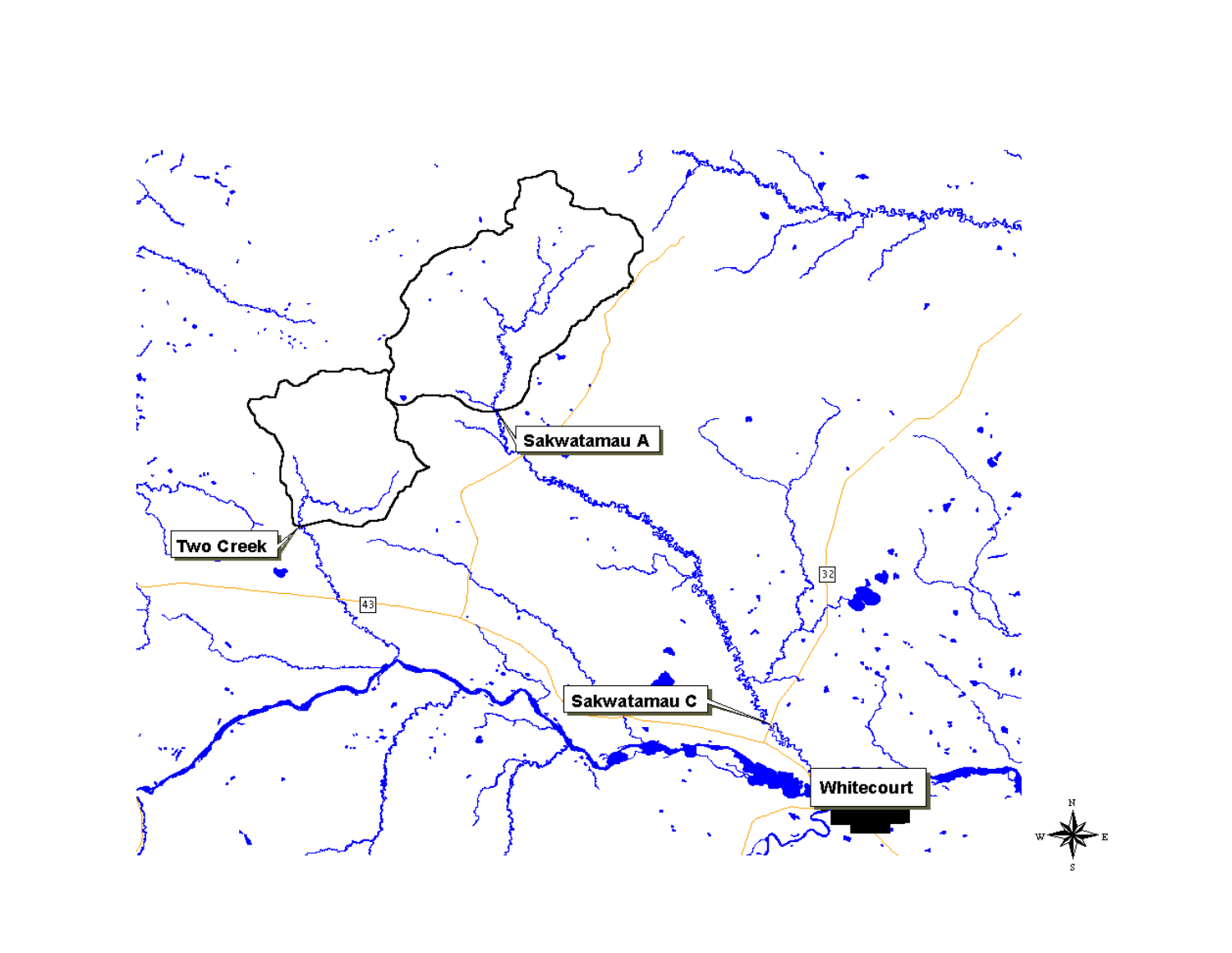Sakwatamau A

Two Creek

43

32

Sakwatamau C

Whitecourt

N

W E

S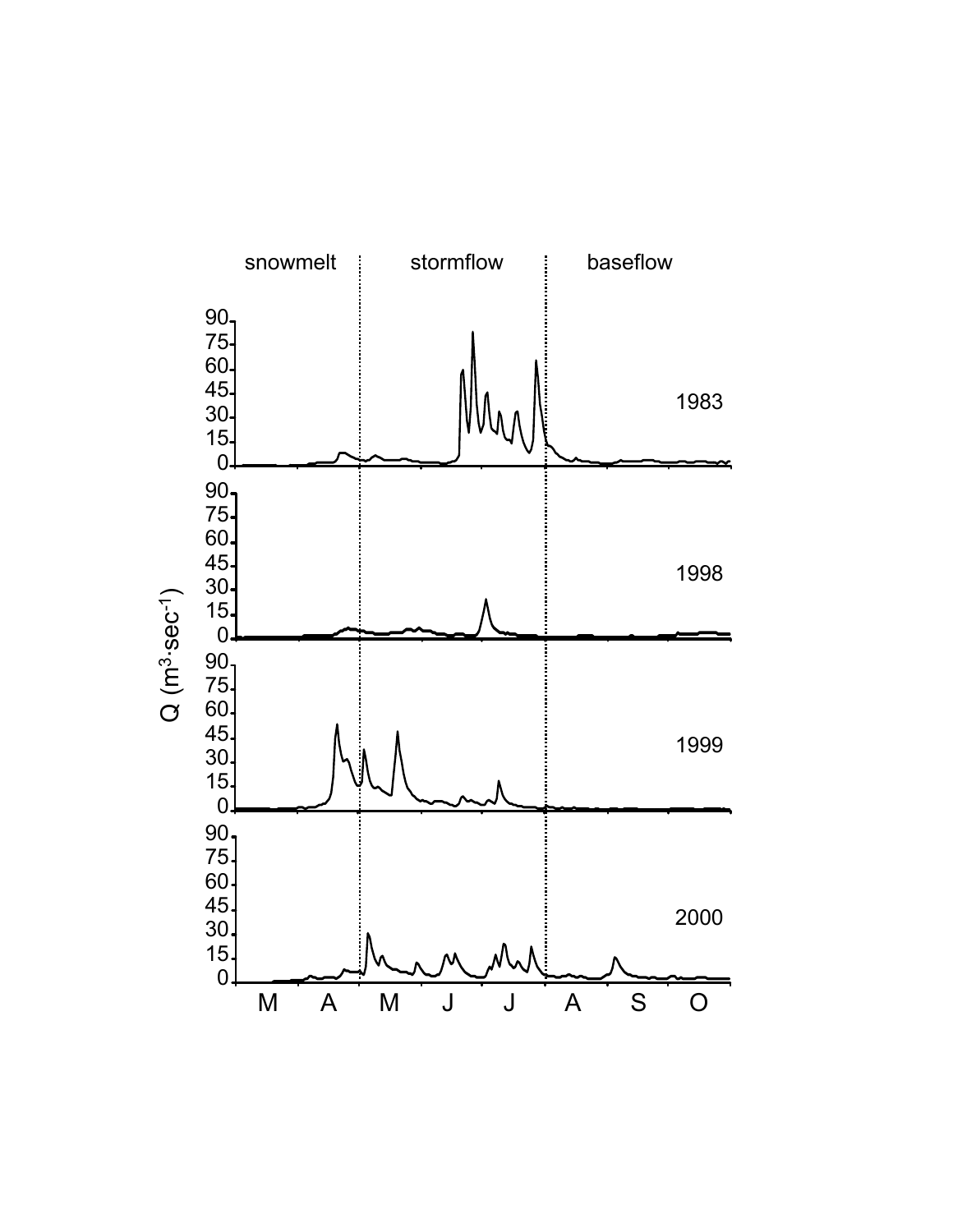snowmelt | stormflow | baseflow

1983

1998

1999

2000

Q ($m^3 \cdot sec^{-1}$)

M A M J J A S O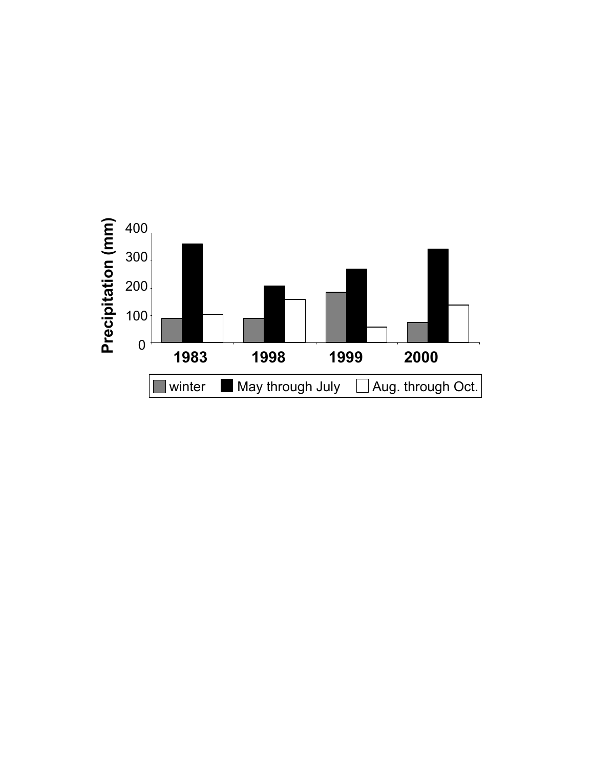Precipitation (mm)

400

300

200

100

0

1983

1998

1999

2000

winter

May through July

Aug. through Oct.